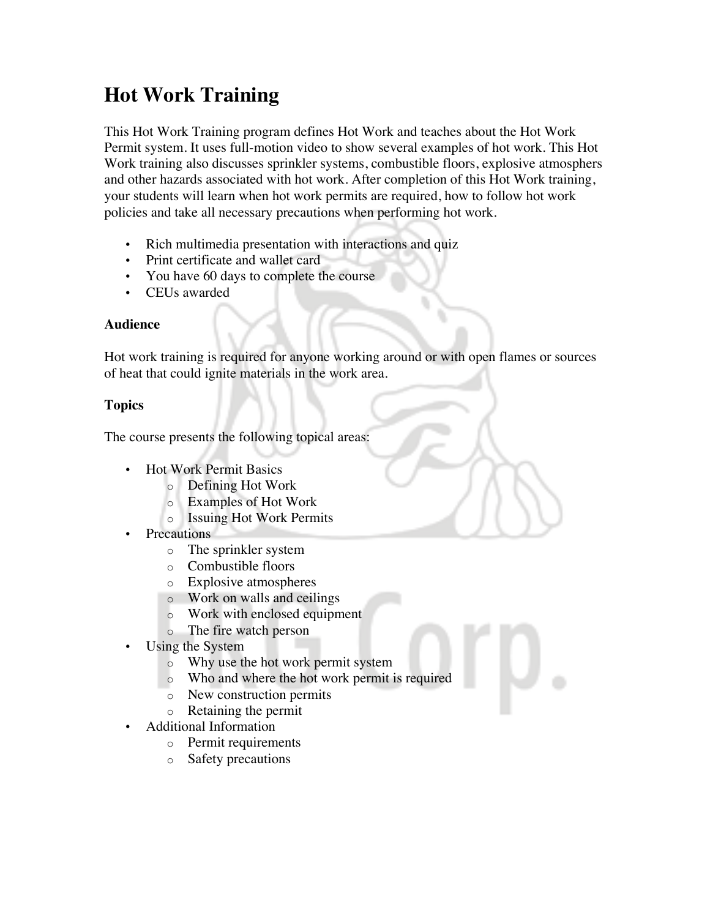# Hot Work Training

This Hot Work Training program defines Hot Work and teaches about the Hot Work Permit system. It uses full-motion video to show several examples of hot work. This Hot Work training also discusses sprinkler systems, combustible floors, explosive atmosphers and other hazards associated with hot work. After completion of this Hot Work training, your students will learn when hot work permits are required, how to follow hot work policies and take all necessary precautions when performing hot work.

- Rich multimedia presentation with interactions and quiz
- Print certificate and wallet card
- You have 60 days to complete the course
- CEUs awarded

**Audience**

Hot work training is required for anyone working around or with open flames or sources of heat that could ignite materials in the work area.

**Topics**

The course presents the following topical areas:

- Hot Work Permit Basics
  - Defining Hot Work
  - Examples of Hot Work
  - Issuing Hot Work Permits
- Precautions
  - The sprinkler system
  - Combustible floors
  - Explosive atmospheres
  - Work on walls and ceilings
  - Work with enclosed equipment
  - The fire watch person
- Using the System
  - Why use the hot work permit system
  - Who and where the hot work permit is required
  - New construction permits
  - Retaining the permit
- Additional Information
  - Permit requirements
  - Safety precautions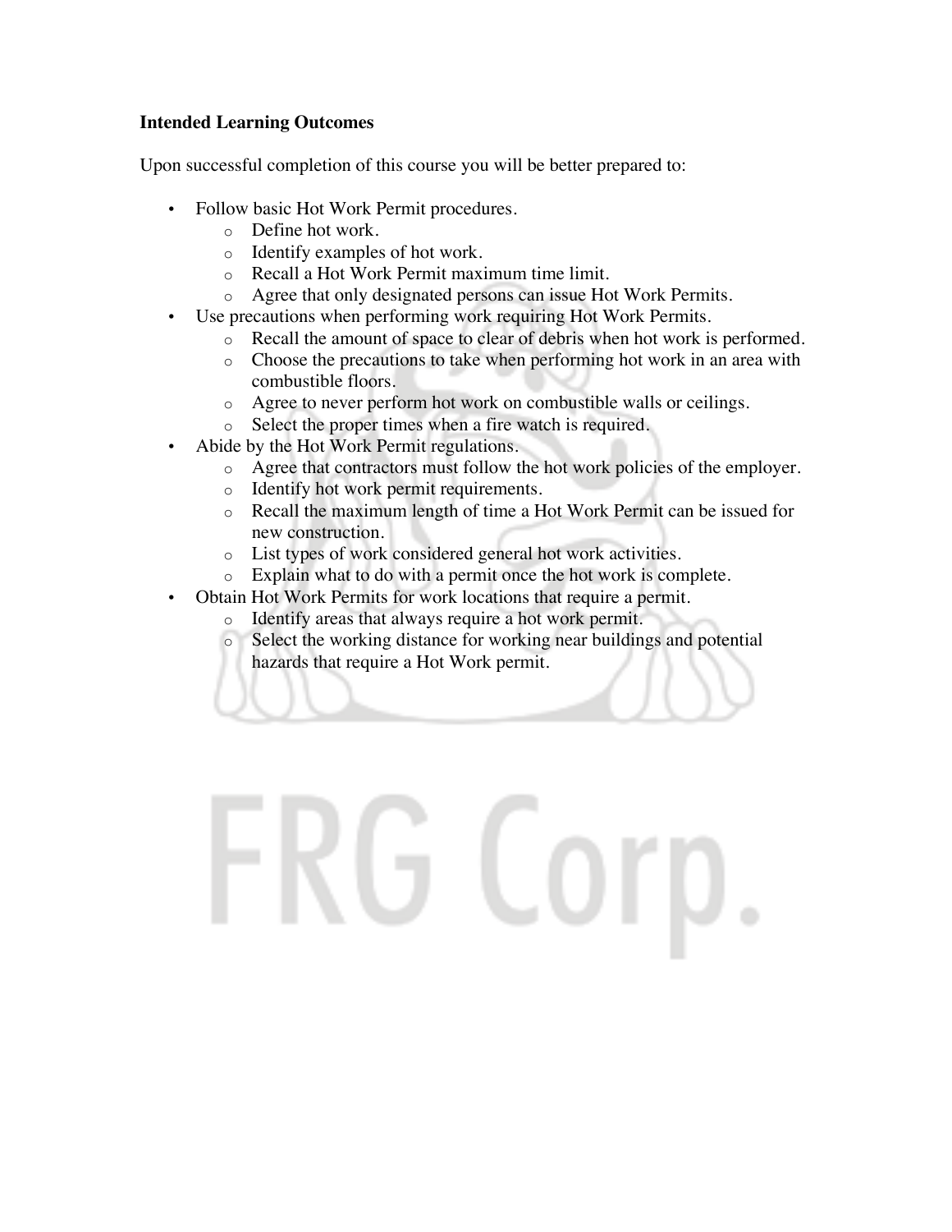**Intended Learning Outcomes**

Upon successful completion of this course you will be better prepared to:

- Follow basic Hot Work Permit procedures.
  - Define hot work.
  - Identify examples of hot work.
  - Recall a Hot Work Permit maximum time limit.
  - Agree that only designated persons can issue Hot Work Permits.
- Use precautions when performing work requiring Hot Work Permits.
  - Recall the amount of space to clear of debris when hot work is performed.
  - Choose the precautions to take when performing hot work in an area with combustible floors.
  - Agree to never perform hot work on combustible walls or ceilings.
  - Select the proper times when a fire watch is required.
- Abide by the Hot Work Permit regulations.
  - Agree that contractors must follow the hot work policies of the employer.
  - Identify hot work permit requirements.
  - Recall the maximum length of time a Hot Work Permit can be issued for new construction.
  - List types of work considered general hot work activities.
  - Explain what to do with a permit once the hot work is complete.
- Obtain Hot Work Permits for work locations that require a permit.
  - Identify areas that always require a hot work permit.
  - Select the working distance for working near buildings and potential hazards that require a Hot Work permit.